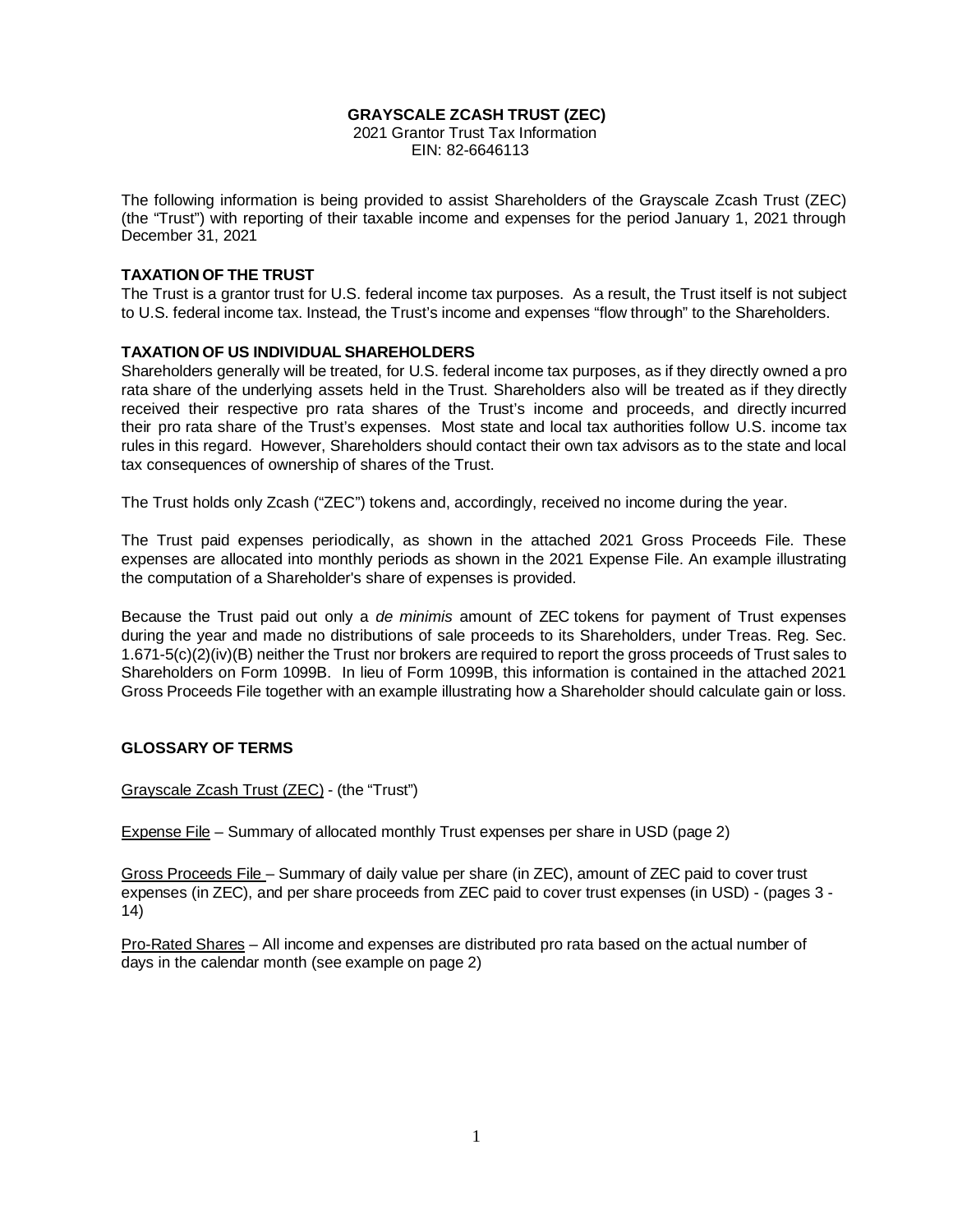# GRAYSCALE ZCASH TRUST (ZEC)

2021 Grantor Trust Tax Information
EIN: 82-6646113

The following information is being provided to assist Shareholders of the Grayscale Zcash Trust (ZEC) (the "Trust") with reporting of their taxable income and expenses for the period January 1, 2021 through December 31, 2021

## TAXATION OF THE TRUST

The Trust is a grantor trust for U.S. federal income tax purposes. As a result, the Trust itself is not subject to U.S. federal income tax. Instead, the Trust's income and expenses "flow through" to the Shareholders.

## TAXATION OF US INDIVIDUAL SHAREHOLDERS

Shareholders generally will be treated, for U.S. federal income tax purposes, as if they directly owned a pro rata share of the underlying assets held in the Trust. Shareholders also will be treated as if they directly received their respective pro rata shares of the Trust's income and proceeds, and directly incurred their pro rata share of the Trust's expenses. Most state and local tax authorities follow U.S. income tax rules in this regard. However, Shareholders should contact their own tax advisors as to the state and local tax consequences of ownership of shares of the Trust.

The Trust holds only Zcash ("ZEC") tokens and, accordingly, received no income during the year.

The Trust paid expenses periodically, as shown in the attached 2021 Gross Proceeds File. These expenses are allocated into monthly periods as shown in the 2021 Expense File. An example illustrating the computation of a Shareholder's share of expenses is provided.

Because the Trust paid out only a *de minimis* amount of ZEC tokens for payment of Trust expenses during the year and made no distributions of sale proceeds to its Shareholders, under Treas. Reg. Sec. 1.671-5(c)(2)(iv)(B) neither the Trust nor brokers are required to report the gross proceeds of Trust sales to Shareholders on Form 1099B. In lieu of Form 1099B, this information is contained in the attached 2021 Gross Proceeds File together with an example illustrating how a Shareholder should calculate gain or loss.

## GLOSSARY OF TERMS

<u>Grayscale Zcash Trust (ZEC)</u> - (the "Trust")

<u>Expense File</u> – Summary of allocated monthly Trust expenses per share in USD (page 2)

<u>Gross Proceeds File</u> – Summary of daily value per share (in ZEC), amount of ZEC paid to cover trust expenses (in ZEC), and per share proceeds from ZEC paid to cover trust expenses (in USD) - (pages 3 - 14)

<u>Pro-Rated Shares</u> – All income and expenses are distributed pro rata based on the actual number of days in the calendar month (see example on page 2)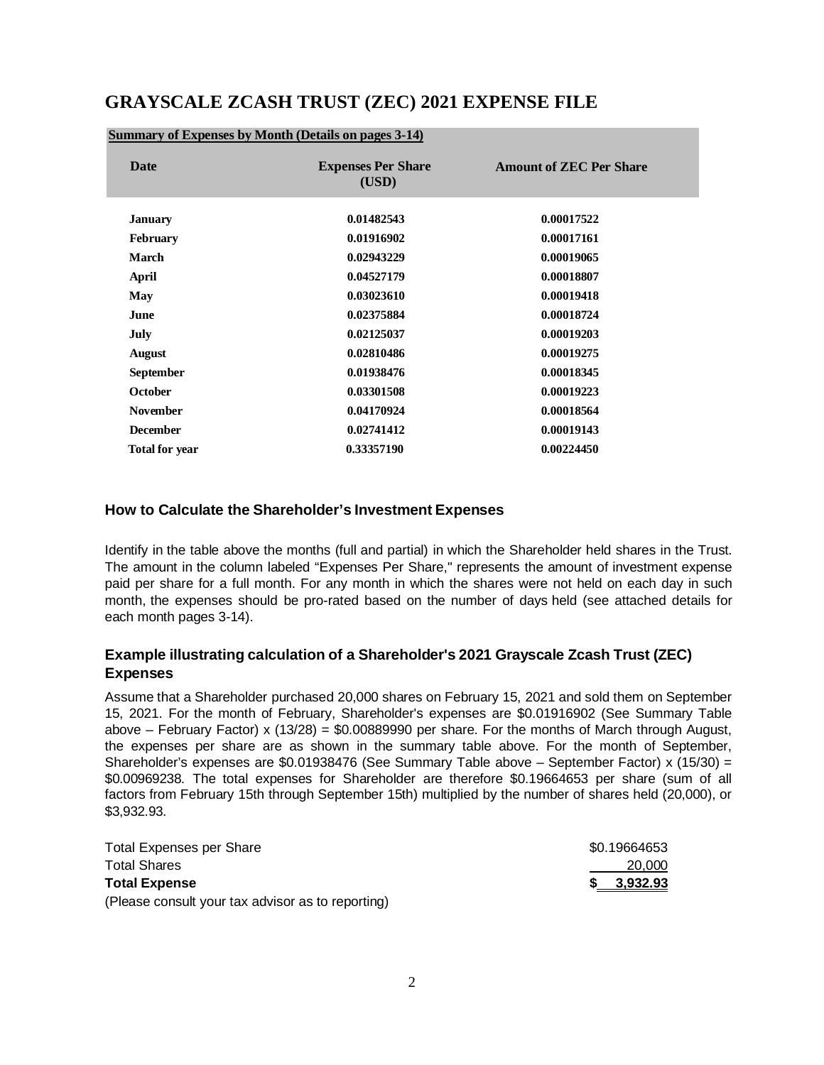# GRAYSCALE ZCASH TRUST (ZEC) 2021 EXPENSE FILE

**Summary of Expenses by Month (Details on pages 3-14)**

| Date | Expenses Per Share (USD) | Amount of ZEC Per Share |
|---|---|---|
| **January** | **0.01482543** | **0.00017522** |
| **February** | **0.01916902** | **0.00017161** |
| **March** | **0.02943229** | **0.00019065** |
| **April** | **0.04527179** | **0.00018807** |
| **May** | **0.03023610** | **0.00019418** |
| **June** | **0.02375884** | **0.00018724** |
| **July** | **0.02125037** | **0.00019203** |
| **August** | **0.02810486** | **0.00019275** |
| **September** | **0.01938476** | **0.00018345** |
| **October** | **0.03301508** | **0.00019223** |
| **November** | **0.04170924** | **0.00018564** |
| **December** | **0.02741412** | **0.00019143** |
| **Total for year** | **0.33357190** | **0.00224450** |

### How to Calculate the Shareholder's Investment Expenses

Identify in the table above the months (full and partial) in which the Shareholder held shares in the Trust. The amount in the column labeled "Expenses Per Share," represents the amount of investment expense paid per share for a full month. For any month in which the shares were not held on each day in such month, the expenses should be pro-rated based on the number of days held (see attached details for each month pages 3-14).

### Example illustrating calculation of a Shareholder's 2021 Grayscale Zcash Trust (ZEC) Expenses

Assume that a Shareholder purchased 20,000 shares on February 15, 2021 and sold them on September 15, 2021. For the month of February, Shareholder's expenses are $0.01916902 (See Summary Table above – February Factor) x (13/28) = $0.00889990 per share. For the months of March through August, the expenses per share are as shown in the summary table above. For the month of September, Shareholder's expenses are $0.01938476 (See Summary Table above – September Factor) x (15/30) = $0.00969238. The total expenses for Shareholder are therefore $0.19664653 per share (sum of all factors from February 15th through September 15th) multiplied by the number of shares held (20,000), or $3,932.93.

| | |
|---|---|
| Total Expenses per Share | $0.19664653 |
| Total Shares | 20,000 |
| **Total Expense** | **$ 3,932.93** |

(Please consult your tax advisor as to reporting)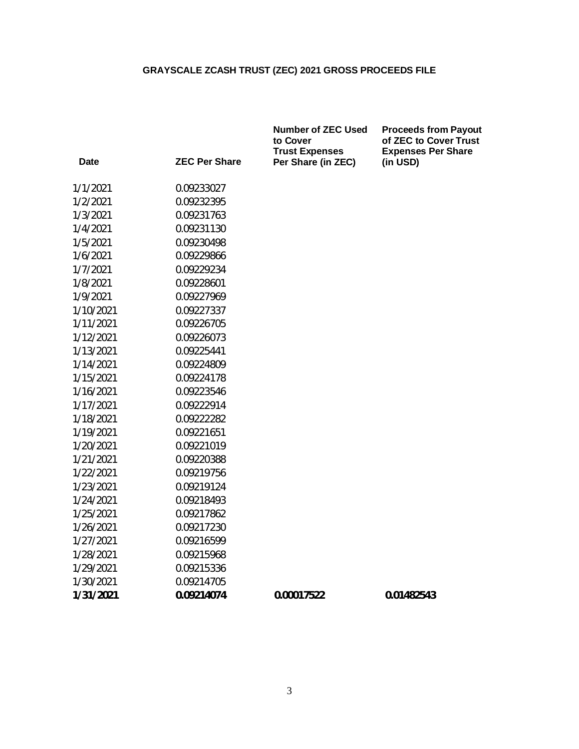# GRAYSCALE ZCASH TRUST (ZEC) 2021 GROSS PROCEEDS FILE

| Date | ZEC Per Share | Number of ZEC Used to Cover Trust Expenses Per Share (in ZEC) | Proceeds from Payout of ZEC to Cover Trust Expenses Per Share (in USD) |
|---|---|---|---|
| 1/1/2021 | 0.09233027 | | |
| 1/2/2021 | 0.09232395 | | |
| 1/3/2021 | 0.09231763 | | |
| 1/4/2021 | 0.09231130 | | |
| 1/5/2021 | 0.09230498 | | |
| 1/6/2021 | 0.09229866 | | |
| 1/7/2021 | 0.09229234 | | |
| 1/8/2021 | 0.09228601 | | |
| 1/9/2021 | 0.09227969 | | |
| 1/10/2021 | 0.09227337 | | |
| 1/11/2021 | 0.09226705 | | |
| 1/12/2021 | 0.09226073 | | |
| 1/13/2021 | 0.09225441 | | |
| 1/14/2021 | 0.09224809 | | |
| 1/15/2021 | 0.09224178 | | |
| 1/16/2021 | 0.09223546 | | |
| 1/17/2021 | 0.09222914 | | |
| 1/18/2021 | 0.09222282 | | |
| 1/19/2021 | 0.09221651 | | |
| 1/20/2021 | 0.09221019 | | |
| 1/21/2021 | 0.09220388 | | |
| 1/22/2021 | 0.09219756 | | |
| 1/23/2021 | 0.09219124 | | |
| 1/24/2021 | 0.09218493 | | |
| 1/25/2021 | 0.09217862 | | |
| 1/26/2021 | 0.09217230 | | |
| 1/27/2021 | 0.09216599 | | |
| 1/28/2021 | 0.09215968 | | |
| 1/29/2021 | 0.09215336 | | |
| 1/30/2021 | 0.09214705 | | |
| **1/31/2021** | **0.09214074** | **0.00017522** | **0.01482543** |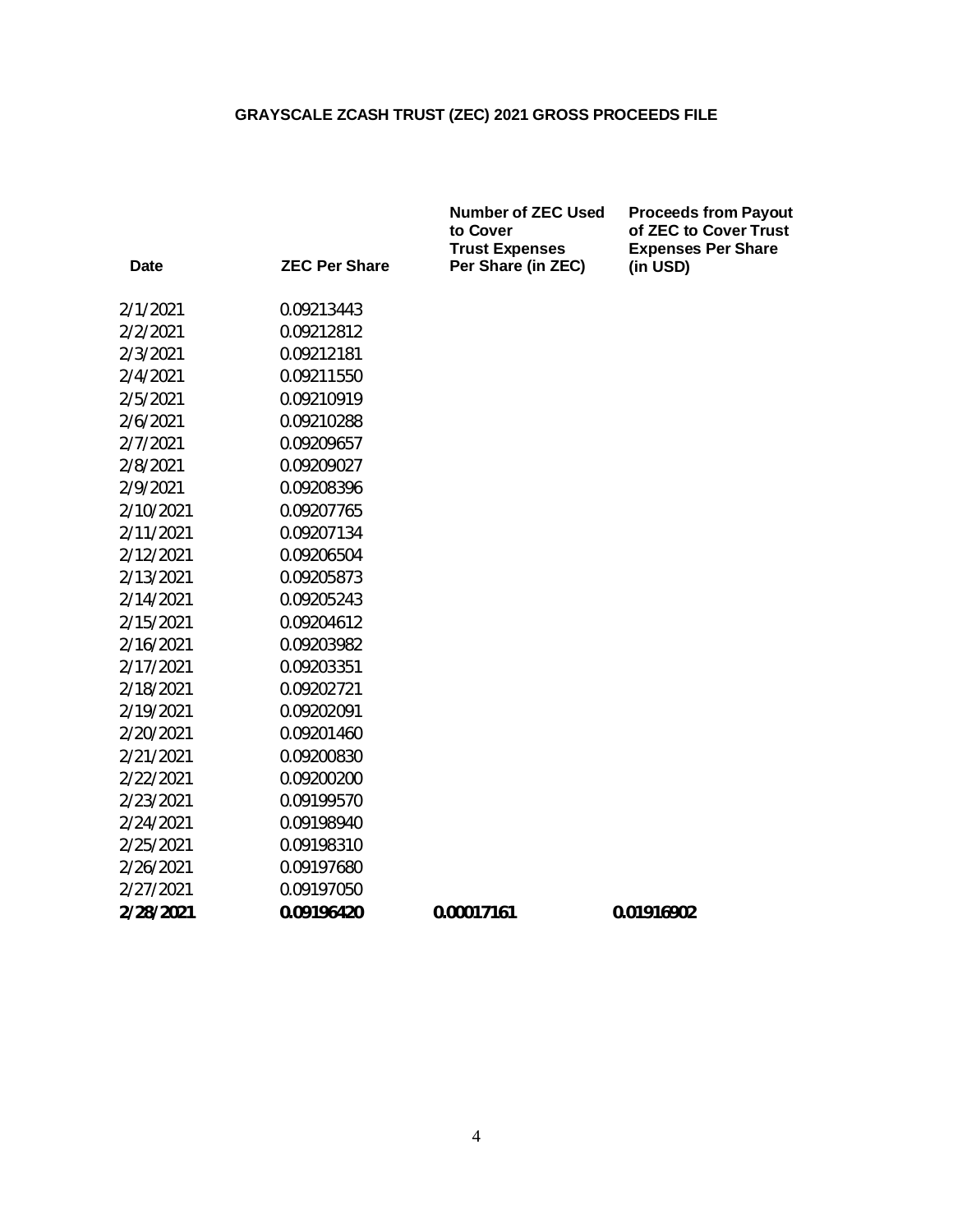# GRAYSCALE ZCASH TRUST (ZEC) 2021 GROSS PROCEEDS FILE

| Date | ZEC Per Share | Number of ZEC Used to Cover Trust Expenses Per Share (in ZEC) | Proceeds from Payout of ZEC to Cover Trust Expenses Per Share (in USD) |
|---|---|---|---|
| 2/1/2021 | 0.09213443 | | |
| 2/2/2021 | 0.09212812 | | |
| 2/3/2021 | 0.09212181 | | |
| 2/4/2021 | 0.09211550 | | |
| 2/5/2021 | 0.09210919 | | |
| 2/6/2021 | 0.09210288 | | |
| 2/7/2021 | 0.09209657 | | |
| 2/8/2021 | 0.09209027 | | |
| 2/9/2021 | 0.09208396 | | |
| 2/10/2021 | 0.09207765 | | |
| 2/11/2021 | 0.09207134 | | |
| 2/12/2021 | 0.09206504 | | |
| 2/13/2021 | 0.09205873 | | |
| 2/14/2021 | 0.09205243 | | |
| 2/15/2021 | 0.09204612 | | |
| 2/16/2021 | 0.09203982 | | |
| 2/17/2021 | 0.09203351 | | |
| 2/18/2021 | 0.09202721 | | |
| 2/19/2021 | 0.09202091 | | |
| 2/20/2021 | 0.09201460 | | |
| 2/21/2021 | 0.09200830 | | |
| 2/22/2021 | 0.09200200 | | |
| 2/23/2021 | 0.09199570 | | |
| 2/24/2021 | 0.09198940 | | |
| 2/25/2021 | 0.09198310 | | |
| 2/26/2021 | 0.09197680 | | |
| 2/27/2021 | 0.09197050 | | |
| **2/28/2021** | **0.09196420** | **0.00017161** | **0.01916902** |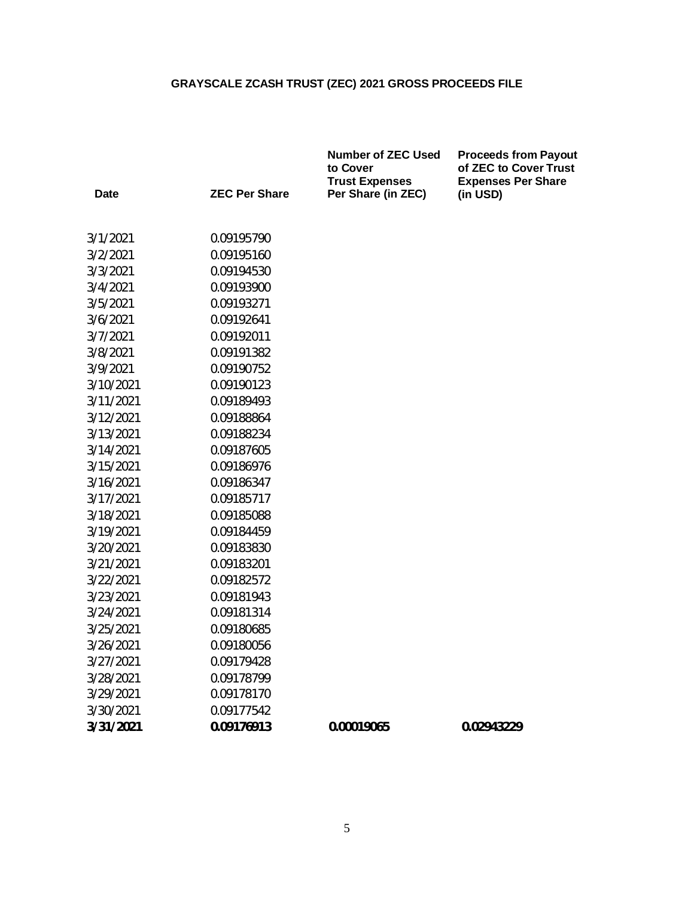**GRAYSCALE ZCASH TRUST (ZEC) 2021 GROSS PROCEEDS FILE**

| Date | ZEC Per Share | Number of ZEC Used to Cover Trust Expenses Per Share (in ZEC) | Proceeds from Payout of ZEC to Cover Trust Expenses Per Share (in USD) |
|---|---|---|---|
| 3/1/2021 | 0.09195790 | | |
| 3/2/2021 | 0.09195160 | | |
| 3/3/2021 | 0.09194530 | | |
| 3/4/2021 | 0.09193900 | | |
| 3/5/2021 | 0.09193271 | | |
| 3/6/2021 | 0.09192641 | | |
| 3/7/2021 | 0.09192011 | | |
| 3/8/2021 | 0.09191382 | | |
| 3/9/2021 | 0.09190752 | | |
| 3/10/2021 | 0.09190123 | | |
| 3/11/2021 | 0.09189493 | | |
| 3/12/2021 | 0.09188864 | | |
| 3/13/2021 | 0.09188234 | | |
| 3/14/2021 | 0.09187605 | | |
| 3/15/2021 | 0.09186976 | | |
| 3/16/2021 | 0.09186347 | | |
| 3/17/2021 | 0.09185717 | | |
| 3/18/2021 | 0.09185088 | | |
| 3/19/2021 | 0.09184459 | | |
| 3/20/2021 | 0.09183830 | | |
| 3/21/2021 | 0.09183201 | | |
| 3/22/2021 | 0.09182572 | | |
| 3/23/2021 | 0.09181943 | | |
| 3/24/2021 | 0.09181314 | | |
| 3/25/2021 | 0.09180685 | | |
| 3/26/2021 | 0.09180056 | | |
| 3/27/2021 | 0.09179428 | | |
| 3/28/2021 | 0.09178799 | | |
| 3/29/2021 | 0.09178170 | | |
| 3/30/2021 | 0.09177542 | | |
| **3/31/2021** | **0.09176913** | **0.00019065** | **0.02943229** |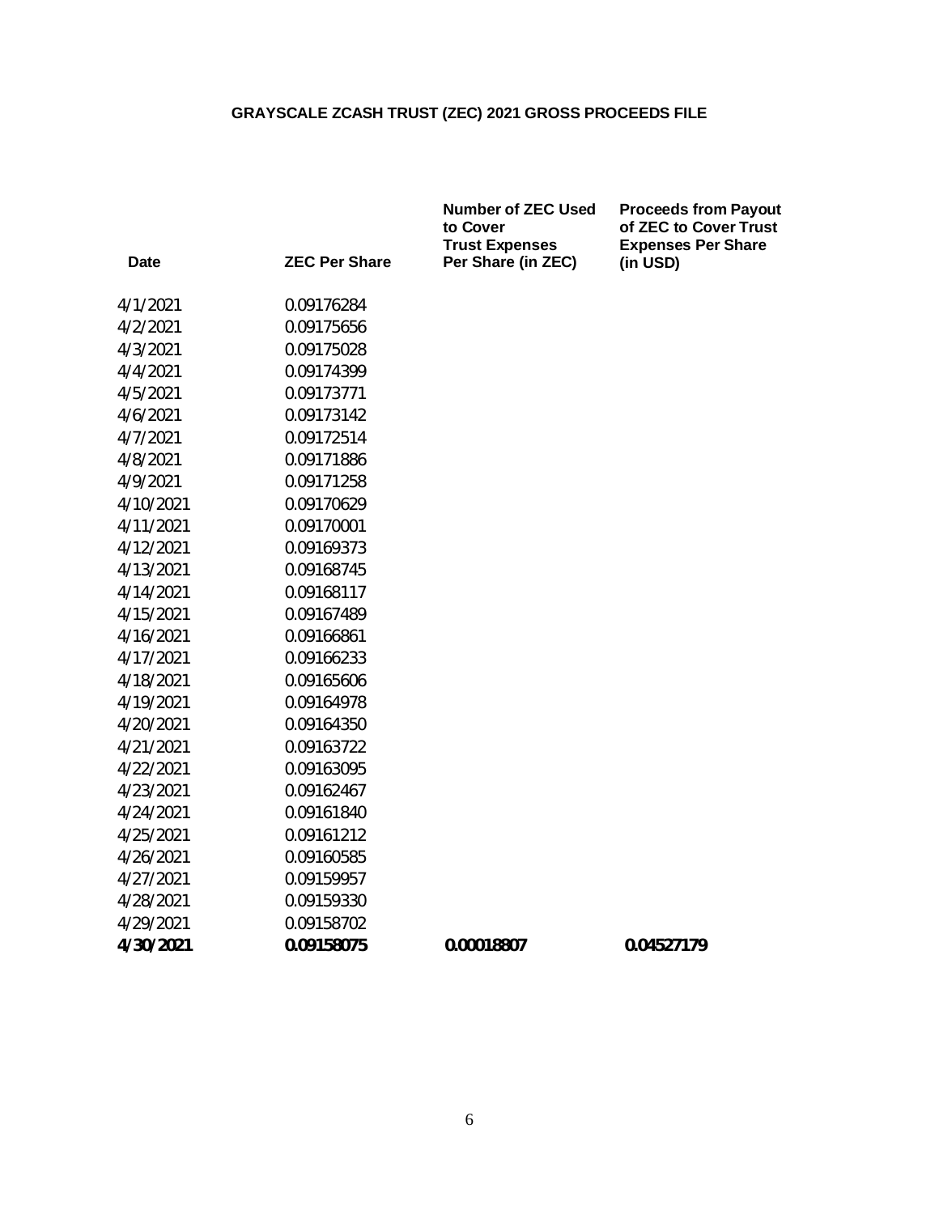# GRAYSCALE ZCASH TRUST (ZEC) 2021 GROSS PROCEEDS FILE

| Date | ZEC Per Share | Number of ZEC Used to Cover Trust Expenses Per Share (in ZEC) | Proceeds from Payout of ZEC to Cover Trust Expenses Per Share (in USD) |
|---|---|---|---|
| 4/1/2021 | 0.09176284 | | |
| 4/2/2021 | 0.09175656 | | |
| 4/3/2021 | 0.09175028 | | |
| 4/4/2021 | 0.09174399 | | |
| 4/5/2021 | 0.09173771 | | |
| 4/6/2021 | 0.09173142 | | |
| 4/7/2021 | 0.09172514 | | |
| 4/8/2021 | 0.09171886 | | |
| 4/9/2021 | 0.09171258 | | |
| 4/10/2021 | 0.09170629 | | |
| 4/11/2021 | 0.09170001 | | |
| 4/12/2021 | 0.09169373 | | |
| 4/13/2021 | 0.09168745 | | |
| 4/14/2021 | 0.09168117 | | |
| 4/15/2021 | 0.09167489 | | |
| 4/16/2021 | 0.09166861 | | |
| 4/17/2021 | 0.09166233 | | |
| 4/18/2021 | 0.09165606 | | |
| 4/19/2021 | 0.09164978 | | |
| 4/20/2021 | 0.09164350 | | |
| 4/21/2021 | 0.09163722 | | |
| 4/22/2021 | 0.09163095 | | |
| 4/23/2021 | 0.09162467 | | |
| 4/24/2021 | 0.09161840 | | |
| 4/25/2021 | 0.09161212 | | |
| 4/26/2021 | 0.09160585 | | |
| 4/27/2021 | 0.09159957 | | |
| 4/28/2021 | 0.09159330 | | |
| 4/29/2021 | 0.09158702 | | |
| **4/30/2021** | **0.09158075** | **0.00018807** | **0.04527179** |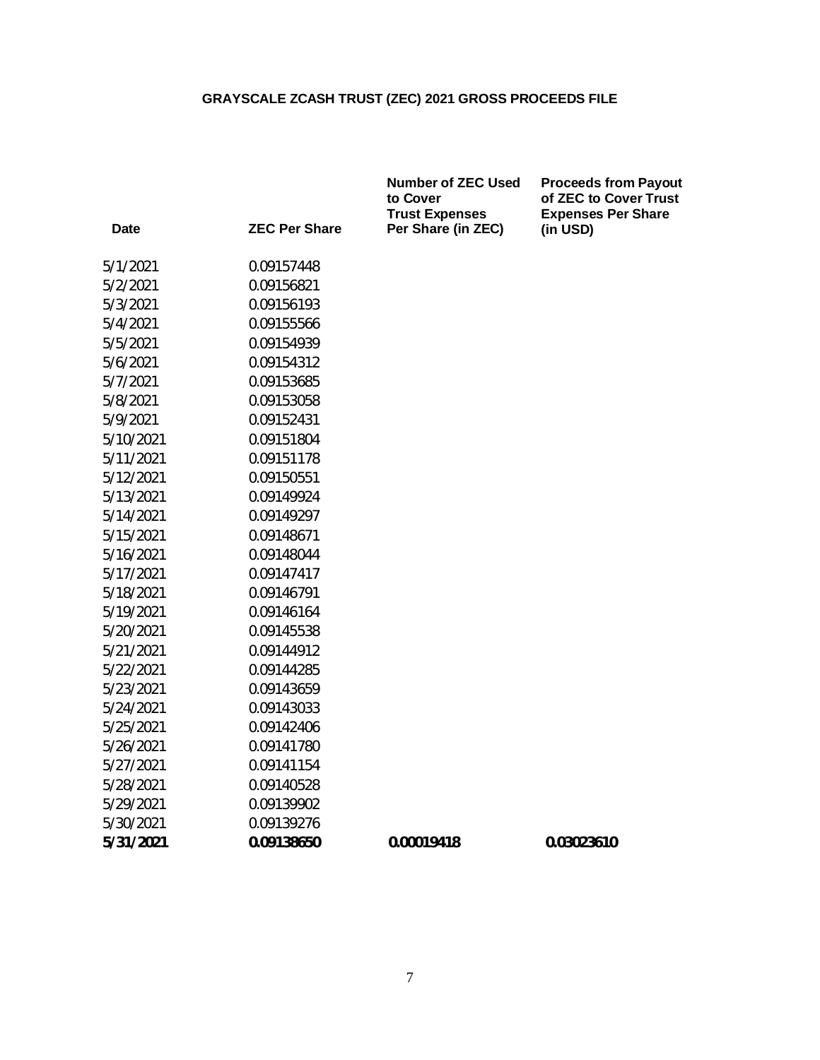# GRAYSCALE ZCASH TRUST (ZEC) 2021 GROSS PROCEEDS FILE

| Date | ZEC Per Share | Number of ZEC Used to Cover Trust Expenses Per Share (in ZEC) | Proceeds from Payout of ZEC to Cover Trust Expenses Per Share (in USD) |
|---|---|---|---|
| 5/1/2021 | 0.09157448 | | |
| 5/2/2021 | 0.09156821 | | |
| 5/3/2021 | 0.09156193 | | |
| 5/4/2021 | 0.09155566 | | |
| 5/5/2021 | 0.09154939 | | |
| 5/6/2021 | 0.09154312 | | |
| 5/7/2021 | 0.09153685 | | |
| 5/8/2021 | 0.09153058 | | |
| 5/9/2021 | 0.09152431 | | |
| 5/10/2021 | 0.09151804 | | |
| 5/11/2021 | 0.09151178 | | |
| 5/12/2021 | 0.09150551 | | |
| 5/13/2021 | 0.09149924 | | |
| 5/14/2021 | 0.09149297 | | |
| 5/15/2021 | 0.09148671 | | |
| 5/16/2021 | 0.09148044 | | |
| 5/17/2021 | 0.09147417 | | |
| 5/18/2021 | 0.09146791 | | |
| 5/19/2021 | 0.09146164 | | |
| 5/20/2021 | 0.09145538 | | |
| 5/21/2021 | 0.09144912 | | |
| 5/22/2021 | 0.09144285 | | |
| 5/23/2021 | 0.09143659 | | |
| 5/24/2021 | 0.09143033 | | |
| 5/25/2021 | 0.09142406 | | |
| 5/26/2021 | 0.09141780 | | |
| 5/27/2021 | 0.09141154 | | |
| 5/28/2021 | 0.09140528 | | |
| 5/29/2021 | 0.09139902 | | |
| 5/30/2021 | 0.09139276 | | |
| **5/31/2021** | **0.09138650** | **0.00019418** | **0.03023610** |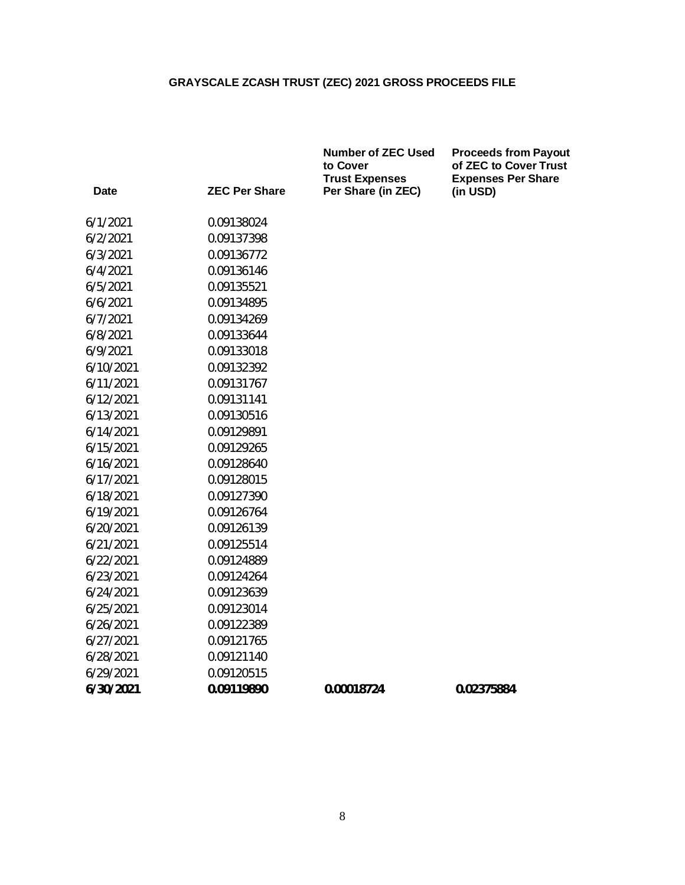**GRAYSCALE ZCASH TRUST (ZEC) 2021 GROSS PROCEEDS FILE**

| Date | ZEC Per Share | Number of ZEC Used to Cover Trust Expenses Per Share (in ZEC) | Proceeds from Payout of ZEC to Cover Trust Expenses Per Share (in USD) |
|---|---|---|---|
| 6/1/2021 | 0.09138024 | | |
| 6/2/2021 | 0.09137398 | | |
| 6/3/2021 | 0.09136772 | | |
| 6/4/2021 | 0.09136146 | | |
| 6/5/2021 | 0.09135521 | | |
| 6/6/2021 | 0.09134895 | | |
| 6/7/2021 | 0.09134269 | | |
| 6/8/2021 | 0.09133644 | | |
| 6/9/2021 | 0.09133018 | | |
| 6/10/2021 | 0.09132392 | | |
| 6/11/2021 | 0.09131767 | | |
| 6/12/2021 | 0.09131141 | | |
| 6/13/2021 | 0.09130516 | | |
| 6/14/2021 | 0.09129891 | | |
| 6/15/2021 | 0.09129265 | | |
| 6/16/2021 | 0.09128640 | | |
| 6/17/2021 | 0.09128015 | | |
| 6/18/2021 | 0.09127390 | | |
| 6/19/2021 | 0.09126764 | | |
| 6/20/2021 | 0.09126139 | | |
| 6/21/2021 | 0.09125514 | | |
| 6/22/2021 | 0.09124889 | | |
| 6/23/2021 | 0.09124264 | | |
| 6/24/2021 | 0.09123639 | | |
| 6/25/2021 | 0.09123014 | | |
| 6/26/2021 | 0.09122389 | | |
| 6/27/2021 | 0.09121765 | | |
| 6/28/2021 | 0.09121140 | | |
| 6/29/2021 | 0.09120515 | | |
| **6/30/2021** | **0.09119890** | **0.00018724** | **0.02375884** |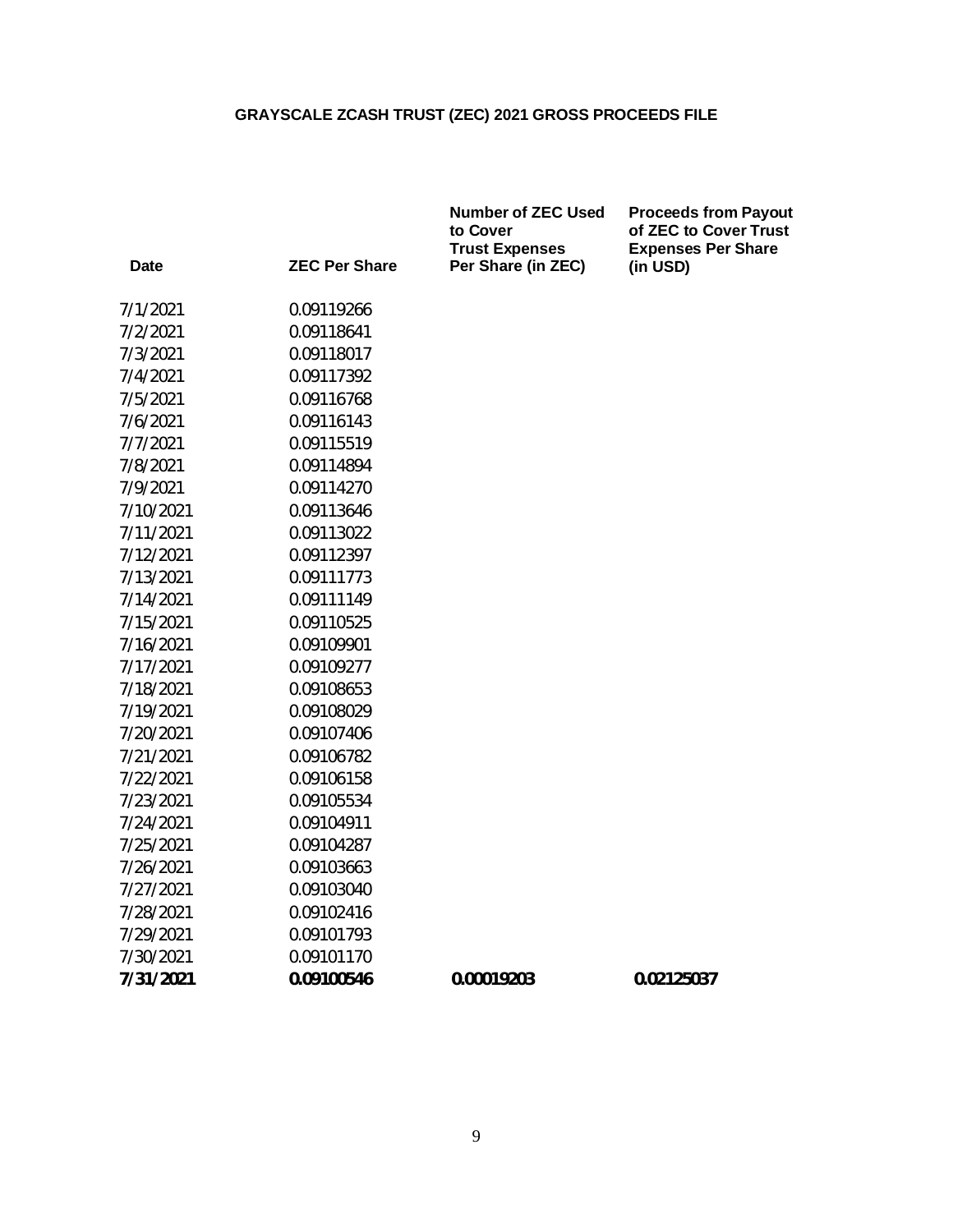## GRAYSCALE ZCASH TRUST (ZEC) 2021 GROSS PROCEEDS FILE

| Date | ZEC Per Share | Number of ZEC Used to Cover Trust Expenses Per Share (in ZEC) | Proceeds from Payout of ZEC to Cover Trust Expenses Per Share (in USD) |
|---|---|---|---|
| 7/1/2021 | 0.09119266 | | |
| 7/2/2021 | 0.09118641 | | |
| 7/3/2021 | 0.09118017 | | |
| 7/4/2021 | 0.09117392 | | |
| 7/5/2021 | 0.09116768 | | |
| 7/6/2021 | 0.09116143 | | |
| 7/7/2021 | 0.09115519 | | |
| 7/8/2021 | 0.09114894 | | |
| 7/9/2021 | 0.09114270 | | |
| 7/10/2021 | 0.09113646 | | |
| 7/11/2021 | 0.09113022 | | |
| 7/12/2021 | 0.09112397 | | |
| 7/13/2021 | 0.09111773 | | |
| 7/14/2021 | 0.09111149 | | |
| 7/15/2021 | 0.09110525 | | |
| 7/16/2021 | 0.09109901 | | |
| 7/17/2021 | 0.09109277 | | |
| 7/18/2021 | 0.09108653 | | |
| 7/19/2021 | 0.09108029 | | |
| 7/20/2021 | 0.09107406 | | |
| 7/21/2021 | 0.09106782 | | |
| 7/22/2021 | 0.09106158 | | |
| 7/23/2021 | 0.09105534 | | |
| 7/24/2021 | 0.09104911 | | |
| 7/25/2021 | 0.09104287 | | |
| 7/26/2021 | 0.09103663 | | |
| 7/27/2021 | 0.09103040 | | |
| 7/28/2021 | 0.09102416 | | |
| 7/29/2021 | 0.09101793 | | |
| 7/30/2021 | 0.09101170 | | |
| **7/31/2021** | **0.09100546** | **0.00019203** | **0.02125037** |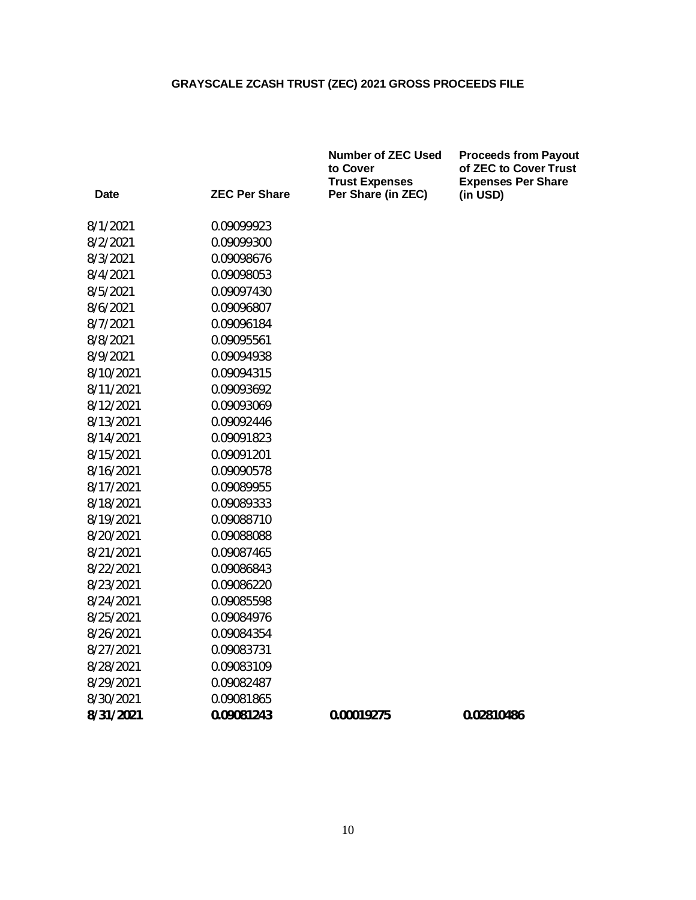# GRAYSCALE ZCASH TRUST (ZEC) 2021 GROSS PROCEEDS FILE

| Date | ZEC Per Share | Number of ZEC Used to Cover Trust Expenses Per Share (in ZEC) | Proceeds from Payout of ZEC to Cover Trust Expenses Per Share (in USD) |
|---|---|---|---|
| 8/1/2021 | 0.09099923 | | |
| 8/2/2021 | 0.09099300 | | |
| 8/3/2021 | 0.09098676 | | |
| 8/4/2021 | 0.09098053 | | |
| 8/5/2021 | 0.09097430 | | |
| 8/6/2021 | 0.09096807 | | |
| 8/7/2021 | 0.09096184 | | |
| 8/8/2021 | 0.09095561 | | |
| 8/9/2021 | 0.09094938 | | |
| 8/10/2021 | 0.09094315 | | |
| 8/11/2021 | 0.09093692 | | |
| 8/12/2021 | 0.09093069 | | |
| 8/13/2021 | 0.09092446 | | |
| 8/14/2021 | 0.09091823 | | |
| 8/15/2021 | 0.09091201 | | |
| 8/16/2021 | 0.09090578 | | |
| 8/17/2021 | 0.09089955 | | |
| 8/18/2021 | 0.09089333 | | |
| 8/19/2021 | 0.09088710 | | |
| 8/20/2021 | 0.09088088 | | |
| 8/21/2021 | 0.09087465 | | |
| 8/22/2021 | 0.09086843 | | |
| 8/23/2021 | 0.09086220 | | |
| 8/24/2021 | 0.09085598 | | |
| 8/25/2021 | 0.09084976 | | |
| 8/26/2021 | 0.09084354 | | |
| 8/27/2021 | 0.09083731 | | |
| 8/28/2021 | 0.09083109 | | |
| 8/29/2021 | 0.09082487 | | |
| 8/30/2021 | 0.09081865 | | |
| **8/31/2021** | **0.09081243** | **0.00019275** | **0.02810486** |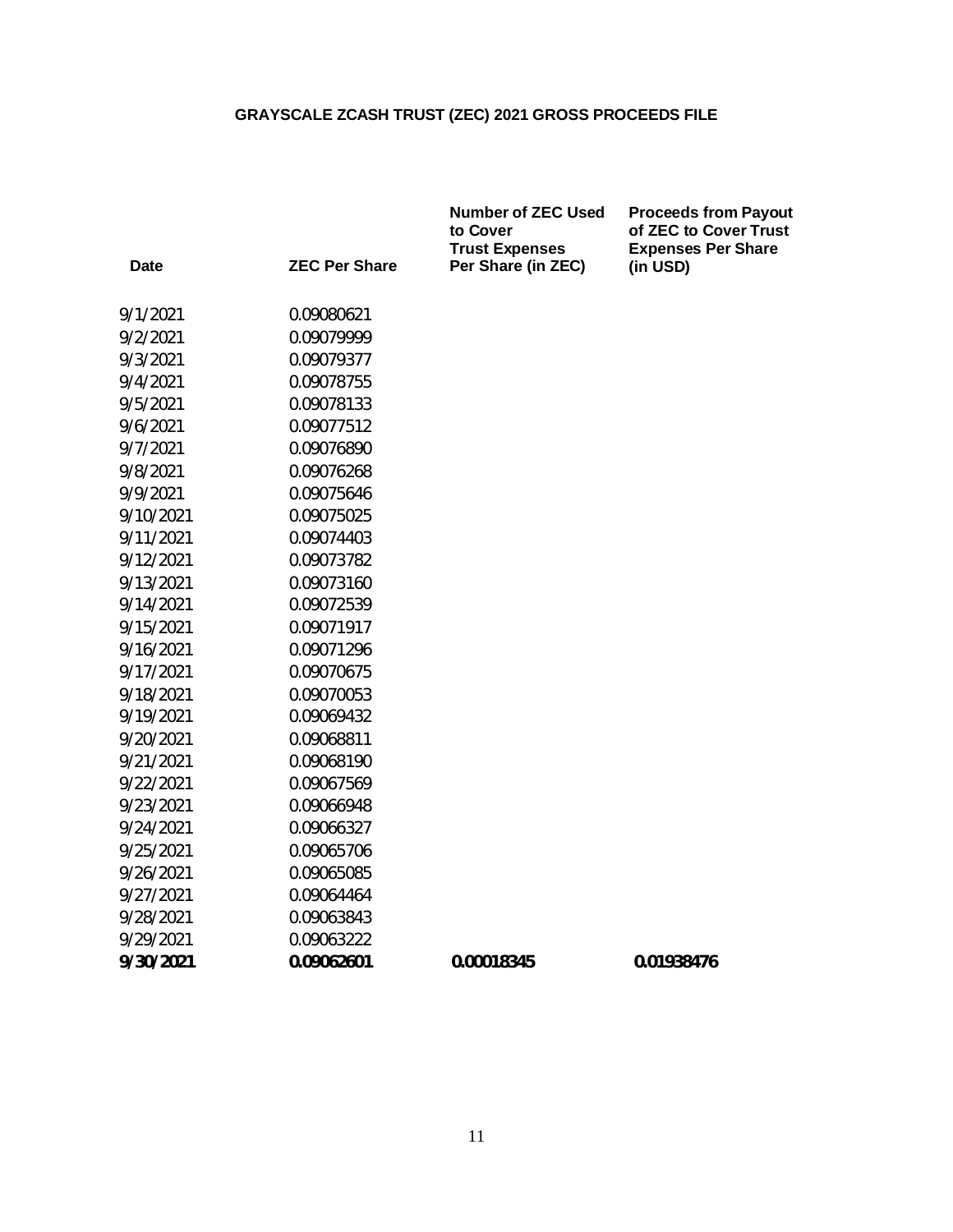**GRAYSCALE ZCASH TRUST (ZEC) 2021 GROSS PROCEEDS FILE**

| Date | ZEC Per Share | Number of ZEC Used to Cover Trust Expenses Per Share (in ZEC) | Proceeds from Payout of ZEC to Cover Trust Expenses Per Share (in USD) |
|---|---|---|---|
| 9/1/2021 | 0.09080621 | | |
| 9/2/2021 | 0.09079999 | | |
| 9/3/2021 | 0.09079377 | | |
| 9/4/2021 | 0.09078755 | | |
| 9/5/2021 | 0.09078133 | | |
| 9/6/2021 | 0.09077512 | | |
| 9/7/2021 | 0.09076890 | | |
| 9/8/2021 | 0.09076268 | | |
| 9/9/2021 | 0.09075646 | | |
| 9/10/2021 | 0.09075025 | | |
| 9/11/2021 | 0.09074403 | | |
| 9/12/2021 | 0.09073782 | | |
| 9/13/2021 | 0.09073160 | | |
| 9/14/2021 | 0.09072539 | | |
| 9/15/2021 | 0.09071917 | | |
| 9/16/2021 | 0.09071296 | | |
| 9/17/2021 | 0.09070675 | | |
| 9/18/2021 | 0.09070053 | | |
| 9/19/2021 | 0.09069432 | | |
| 9/20/2021 | 0.09068811 | | |
| 9/21/2021 | 0.09068190 | | |
| 9/22/2021 | 0.09067569 | | |
| 9/23/2021 | 0.09066948 | | |
| 9/24/2021 | 0.09066327 | | |
| 9/25/2021 | 0.09065706 | | |
| 9/26/2021 | 0.09065085 | | |
| 9/27/2021 | 0.09064464 | | |
| 9/28/2021 | 0.09063843 | | |
| 9/29/2021 | 0.09063222 | | |
| **9/30/2021** | **0.09062601** | **0.00018345** | **0.01938476** |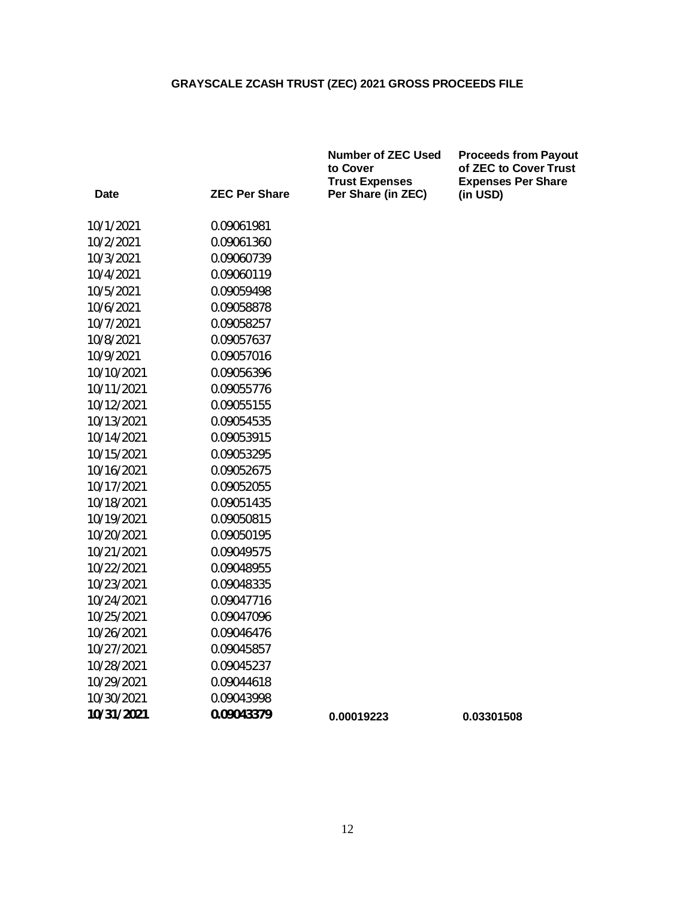# GRAYSCALE ZCASH TRUST (ZEC) 2021 GROSS PROCEEDS FILE

| Date | ZEC Per Share | Number of ZEC Used to Cover Trust Expenses Per Share (in ZEC) | Proceeds from Payout of ZEC to Cover Trust Expenses Per Share (in USD) |
|---|---|---|---|
| 10/1/2021 | 0.09061981 | | |
| 10/2/2021 | 0.09061360 | | |
| 10/3/2021 | 0.09060739 | | |
| 10/4/2021 | 0.09060119 | | |
| 10/5/2021 | 0.09059498 | | |
| 10/6/2021 | 0.09058878 | | |
| 10/7/2021 | 0.09058257 | | |
| 10/8/2021 | 0.09057637 | | |
| 10/9/2021 | 0.09057016 | | |
| 10/10/2021 | 0.09056396 | | |
| 10/11/2021 | 0.09055776 | | |
| 10/12/2021 | 0.09055155 | | |
| 10/13/2021 | 0.09054535 | | |
| 10/14/2021 | 0.09053915 | | |
| 10/15/2021 | 0.09053295 | | |
| 10/16/2021 | 0.09052675 | | |
| 10/17/2021 | 0.09052055 | | |
| 10/18/2021 | 0.09051435 | | |
| 10/19/2021 | 0.09050815 | | |
| 10/20/2021 | 0.09050195 | | |
| 10/21/2021 | 0.09049575 | | |
| 10/22/2021 | 0.09048955 | | |
| 10/23/2021 | 0.09048335 | | |
| 10/24/2021 | 0.09047716 | | |
| 10/25/2021 | 0.09047096 | | |
| 10/26/2021 | 0.09046476 | | |
| 10/27/2021 | 0.09045857 | | |
| 10/28/2021 | 0.09045237 | | |
| 10/29/2021 | 0.09044618 | | |
| 10/30/2021 | 0.09043998 | | |
| **10/31/2021** | **0.09043379** | **0.00019223** | **0.03301508** |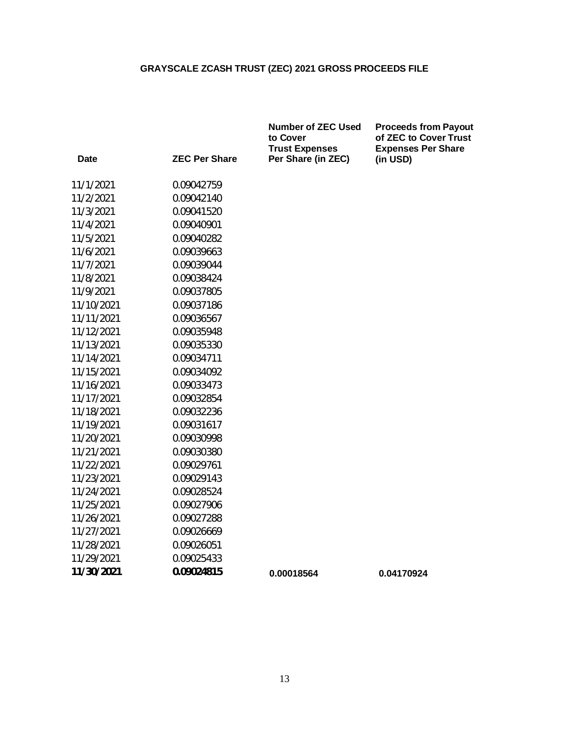# GRAYSCALE ZCASH TRUST (ZEC) 2021 GROSS PROCEEDS FILE

| Date | ZEC Per Share | Number of ZEC Used to Cover Trust Expenses Per Share (in ZEC) | Proceeds from Payout of ZEC to Cover Trust Expenses Per Share (in USD) |
|---|---|---|---|
| 11/1/2021 | 0.09042759 | | |
| 11/2/2021 | 0.09042140 | | |
| 11/3/2021 | 0.09041520 | | |
| 11/4/2021 | 0.09040901 | | |
| 11/5/2021 | 0.09040282 | | |
| 11/6/2021 | 0.09039663 | | |
| 11/7/2021 | 0.09039044 | | |
| 11/8/2021 | 0.09038424 | | |
| 11/9/2021 | 0.09037805 | | |
| 11/10/2021 | 0.09037186 | | |
| 11/11/2021 | 0.09036567 | | |
| 11/12/2021 | 0.09035948 | | |
| 11/13/2021 | 0.09035330 | | |
| 11/14/2021 | 0.09034711 | | |
| 11/15/2021 | 0.09034092 | | |
| 11/16/2021 | 0.09033473 | | |
| 11/17/2021 | 0.09032854 | | |
| 11/18/2021 | 0.09032236 | | |
| 11/19/2021 | 0.09031617 | | |
| 11/20/2021 | 0.09030998 | | |
| 11/21/2021 | 0.09030380 | | |
| 11/22/2021 | 0.09029761 | | |
| 11/23/2021 | 0.09029143 | | |
| 11/24/2021 | 0.09028524 | | |
| 11/25/2021 | 0.09027906 | | |
| 11/26/2021 | 0.09027288 | | |
| 11/27/2021 | 0.09026669 | | |
| 11/28/2021 | 0.09026051 | | |
| 11/29/2021 | 0.09025433 | | |
| **11/30/2021** | **0.09024815** | **0.00018564** | **0.04170924** |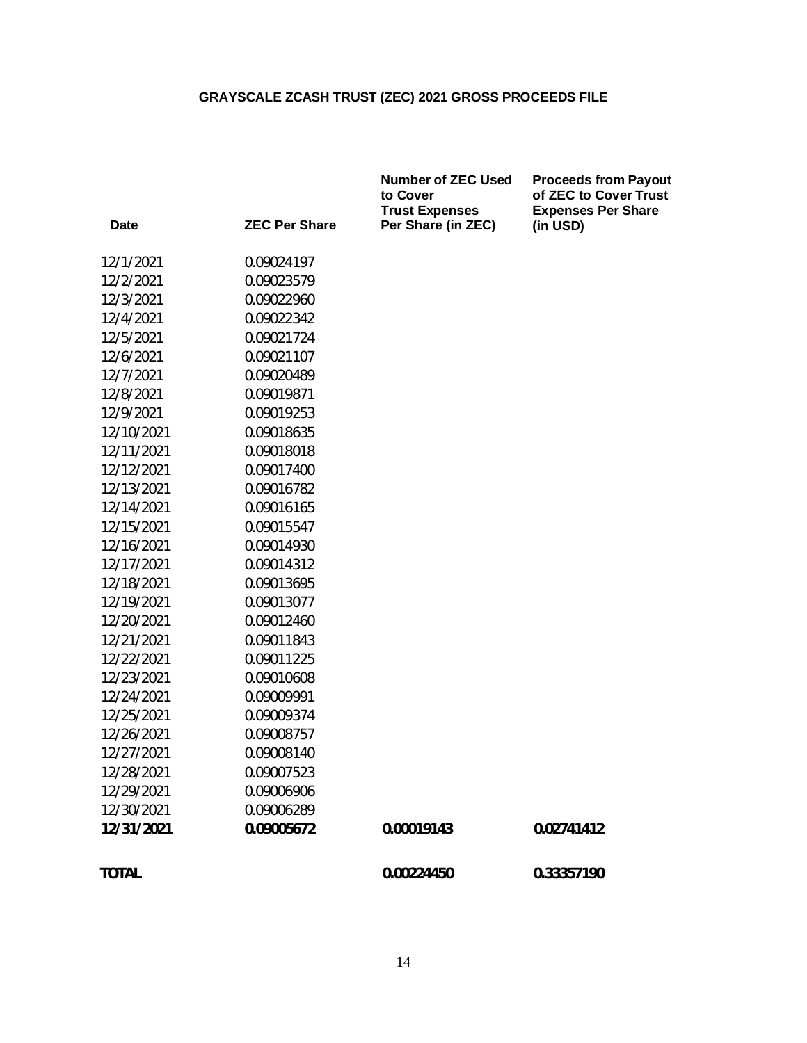# GRAYSCALE ZCASH TRUST (ZEC) 2021 GROSS PROCEEDS FILE

| Date | ZEC Per Share | Number of ZEC Used to Cover Trust Expenses Per Share (in ZEC) | Proceeds from Payout of ZEC to Cover Trust Expenses Per Share (in USD) |
|---|---|---|---|
| 12/1/2021 | 0.09024197 | | |
| 12/2/2021 | 0.09023579 | | |
| 12/3/2021 | 0.09022960 | | |
| 12/4/2021 | 0.09022342 | | |
| 12/5/2021 | 0.09021724 | | |
| 12/6/2021 | 0.09021107 | | |
| 12/7/2021 | 0.09020489 | | |
| 12/8/2021 | 0.09019871 | | |
| 12/9/2021 | 0.09019253 | | |
| 12/10/2021 | 0.09018635 | | |
| 12/11/2021 | 0.09018018 | | |
| 12/12/2021 | 0.09017400 | | |
| 12/13/2021 | 0.09016782 | | |
| 12/14/2021 | 0.09016165 | | |
| 12/15/2021 | 0.09015547 | | |
| 12/16/2021 | 0.09014930 | | |
| 12/17/2021 | 0.09014312 | | |
| 12/18/2021 | 0.09013695 | | |
| 12/19/2021 | 0.09013077 | | |
| 12/20/2021 | 0.09012460 | | |
| 12/21/2021 | 0.09011843 | | |
| 12/22/2021 | 0.09011225 | | |
| 12/23/2021 | 0.09010608 | | |
| 12/24/2021 | 0.09009991 | | |
| 12/25/2021 | 0.09009374 | | |
| 12/26/2021 | 0.09008757 | | |
| 12/27/2021 | 0.09008140 | | |
| 12/28/2021 | 0.09007523 | | |
| 12/29/2021 | 0.09006906 | | |
| 12/30/2021 | 0.09006289 | | |
| **12/31/2021** | **0.09005672** | **0.00019143** | **0.02741412** |
| **TOTAL** | | **0.00224450** | **0.33357190** |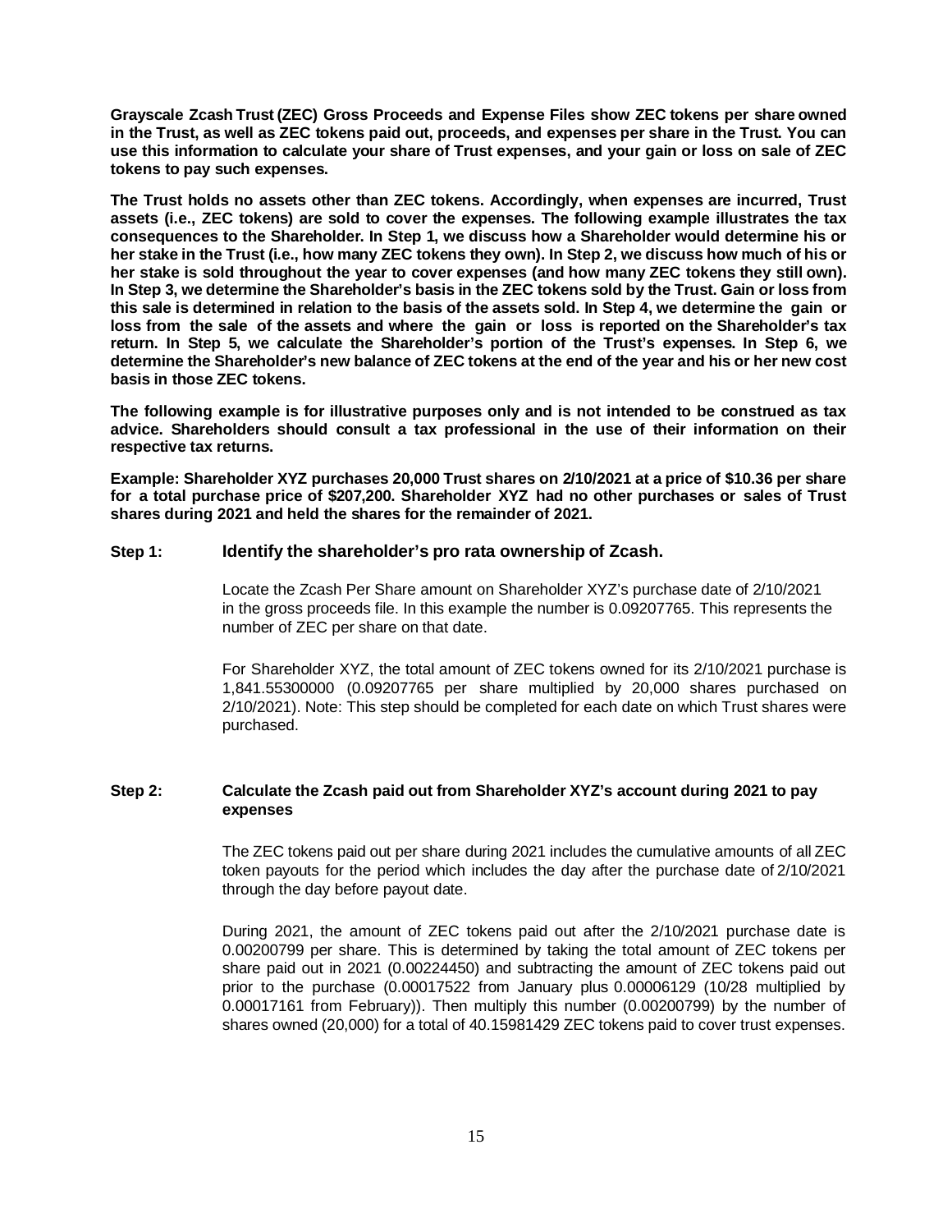**Grayscale Zcash Trust (ZEC) Gross Proceeds and Expense Files show ZEC tokens per share owned in the Trust, as well as ZEC tokens paid out, proceeds, and expenses per share in the Trust. You can use this information to calculate your share of Trust expenses, and your gain or loss on sale of ZEC tokens to pay such expenses.**

**The Trust holds no assets other than ZEC tokens. Accordingly, when expenses are incurred, Trust assets (i.e., ZEC tokens) are sold to cover the expenses. The following example illustrates the tax consequences to the Shareholder. In Step 1, we discuss how a Shareholder would determine his or her stake in the Trust (i.e., how many ZEC tokens they own). In Step 2, we discuss how much of his or her stake is sold throughout the year to cover expenses (and how many ZEC tokens they still own). In Step 3, we determine the Shareholder's basis in the ZEC tokens sold by the Trust. Gain or loss from this sale is determined in relation to the basis of the assets sold. In Step 4, we determine the gain or loss from the sale of the assets and where the gain or loss is reported on the Shareholder's tax return. In Step 5, we calculate the Shareholder's portion of the Trust's expenses. In Step 6, we determine the Shareholder's new balance of ZEC tokens at the end of the year and his or her new cost basis in those ZEC tokens.**

**The following example is for illustrative purposes only and is not intended to be construed as tax advice. Shareholders should consult a tax professional in the use of their information on their respective tax returns.**

**Example: Shareholder XYZ purchases 20,000 Trust shares on 2/10/2021 at a price of $10.36 per share for a total purchase price of $207,200. Shareholder XYZ had no other purchases or sales of Trust shares during 2021 and held the shares for the remainder of 2021.**

### Step 1: Identify the shareholder's pro rata ownership of Zcash.

Locate the Zcash Per Share amount on Shareholder XYZ's purchase date of 2/10/2021 in the gross proceeds file. In this example the number is 0.09207765. This represents the number of ZEC per share on that date.

For Shareholder XYZ, the total amount of ZEC tokens owned for its 2/10/2021 purchase is 1,841.55300000 (0.09207765 per share multiplied by 20,000 shares purchased on 2/10/2021). Note: This step should be completed for each date on which Trust shares were purchased.

### Step 2: Calculate the Zcash paid out from Shareholder XYZ's account during 2021 to pay expenses

The ZEC tokens paid out per share during 2021 includes the cumulative amounts of all ZEC token payouts for the period which includes the day after the purchase date of 2/10/2021 through the day before payout date.

During 2021, the amount of ZEC tokens paid out after the 2/10/2021 purchase date is 0.00200799 per share. This is determined by taking the total amount of ZEC tokens per share paid out in 2021 (0.00224450) and subtracting the amount of ZEC tokens paid out prior to the purchase (0.00017522 from January plus 0.00006129 (10/28 multiplied by 0.00017161 from February)). Then multiply this number (0.00200799) by the number of shares owned (20,000) for a total of 40.15981429 ZEC tokens paid to cover trust expenses.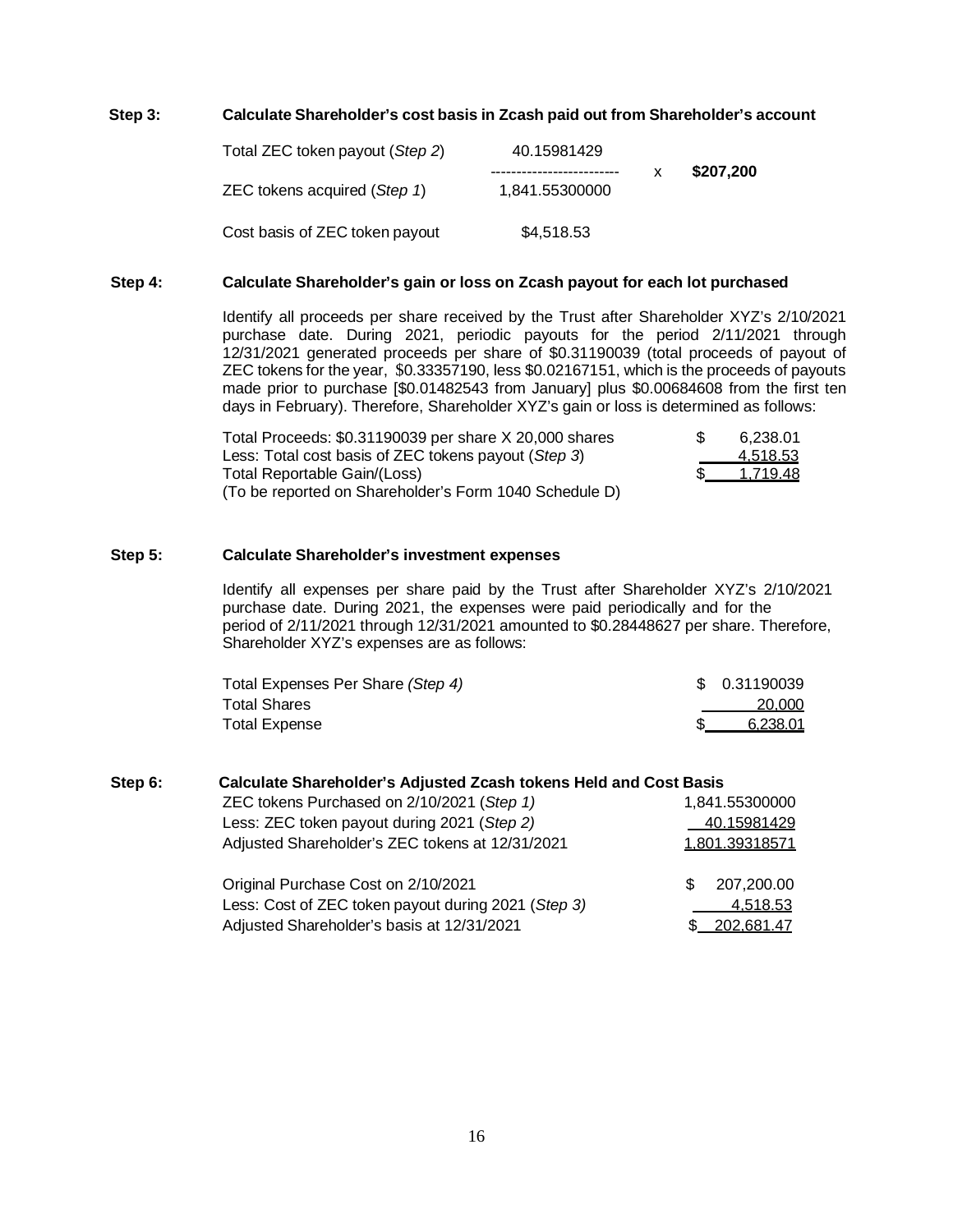**Step 3: Calculate Shareholder's cost basis in Zcash paid out from Shareholder's account**

| | | | |
|---|---|---|---|
| Total ZEC token payout (*Step 2*) | 40.15981429 | x | **$207,200** |
| ZEC tokens acquired (*Step 1*) | 1,841.55300000 | | |
| Cost basis of ZEC token payout | $4,518.53 | | |

**Step 4: Calculate Shareholder's gain or loss on Zcash payout for each lot purchased**

Identify all proceeds per share received by the Trust after Shareholder XYZ's 2/10/2021 purchase date. During 2021, periodic payouts for the period 2/11/2021 through 12/31/2021 generated proceeds per share of $0.31190039 (total proceeds of payout of ZEC tokens for the year, $0.33357190, less $0.02167151, which is the proceeds of payouts made prior to purchase [$0.01482543 from January] plus $0.00684608 from the first ten days in February). Therefore, Shareholder XYZ's gain or loss is determined as follows:

| | |
|---|---|
| Total Proceeds: $0.31190039 per share X 20,000 shares | $ 6,238.01 |
| Less: Total cost basis of ZEC tokens payout (*Step 3*) | 4,518.53 |
| Total Reportable Gain/(Loss) | $ 1,719.48 |
| (To be reported on Shareholder's Form 1040 Schedule D) | |

**Step 5: Calculate Shareholder's investment expenses**

Identify all expenses per share paid by the Trust after Shareholder XYZ's 2/10/2021 purchase date. During 2021, the expenses were paid periodically and for the period of 2/11/2021 through 12/31/2021 amounted to $0.28448627 per share. Therefore, Shareholder XYZ's expenses are as follows:

| | |
|---|---|
| Total Expenses Per Share *(Step 4)* | $ 0.31190039 |
| Total Shares | 20,000 |
| Total Expense | $ 6,238.01 |

**Step 6: Calculate Shareholder's Adjusted Zcash tokens Held and Cost Basis**

| | |
|---|---|
| ZEC tokens Purchased on 2/10/2021 (*Step 1)* | 1,841.55300000 |
| Less: ZEC token payout during 2021 (*Step 2)* | 40.15981429 |
| Adjusted Shareholder's ZEC tokens at 12/31/2021 | 1,801.39318571 |
| | |
| Original Purchase Cost on 2/10/2021 | $ 207,200.00 |
| Less: Cost of ZEC token payout during 2021 (*Step 3)* | 4,518.53 |
| Adjusted Shareholder's basis at 12/31/2021 | $ 202,681.47 |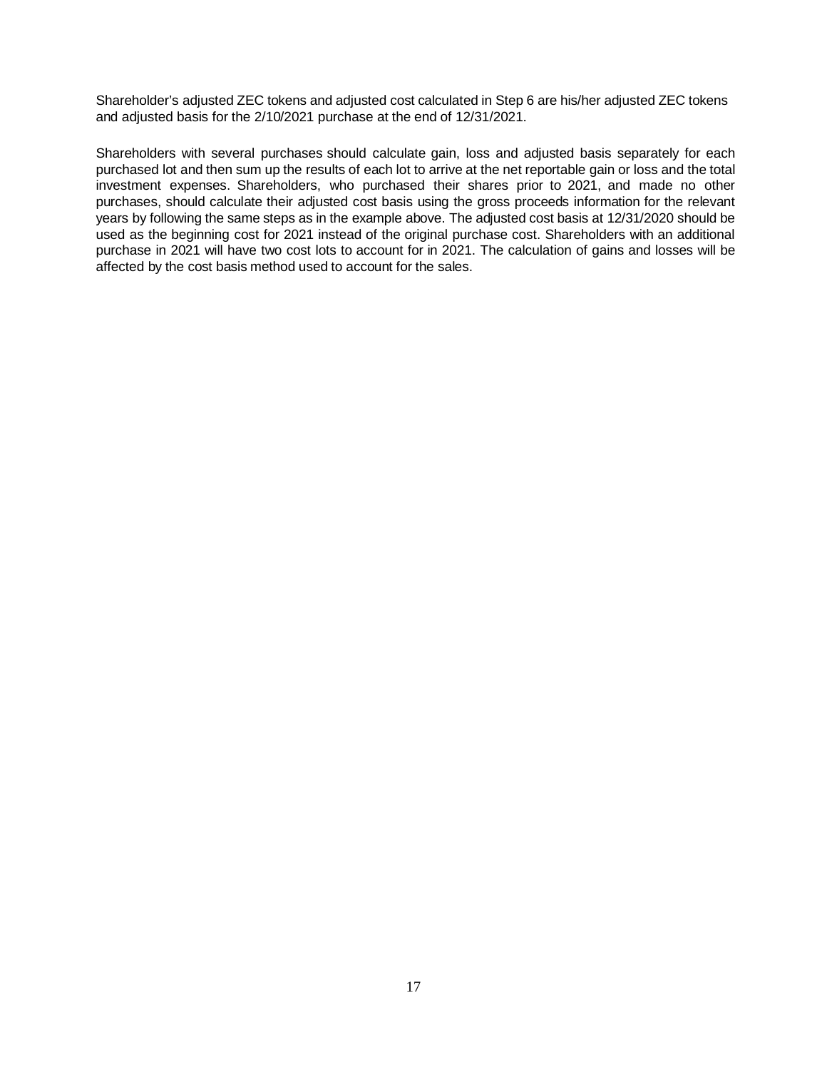Shareholder’s adjusted ZEC tokens and adjusted cost calculated in Step 6 are his/her adjusted ZEC tokens and adjusted basis for the 2/10/2021 purchase at the end of 12/31/2021.

Shareholders with several purchases should calculate gain, loss and adjusted basis separately for each purchased lot and then sum up the results of each lot to arrive at the net reportable gain or loss and the total investment expenses. Shareholders, who purchased their shares prior to 2021, and made no other purchases, should calculate their adjusted cost basis using the gross proceeds information for the relevant years by following the same steps as in the example above. The adjusted cost basis at 12/31/2020 should be used as the beginning cost for 2021 instead of the original purchase cost. Shareholders with an additional purchase in 2021 will have two cost lots to account for in 2021. The calculation of gains and losses will be affected by the cost basis method used to account for the sales.